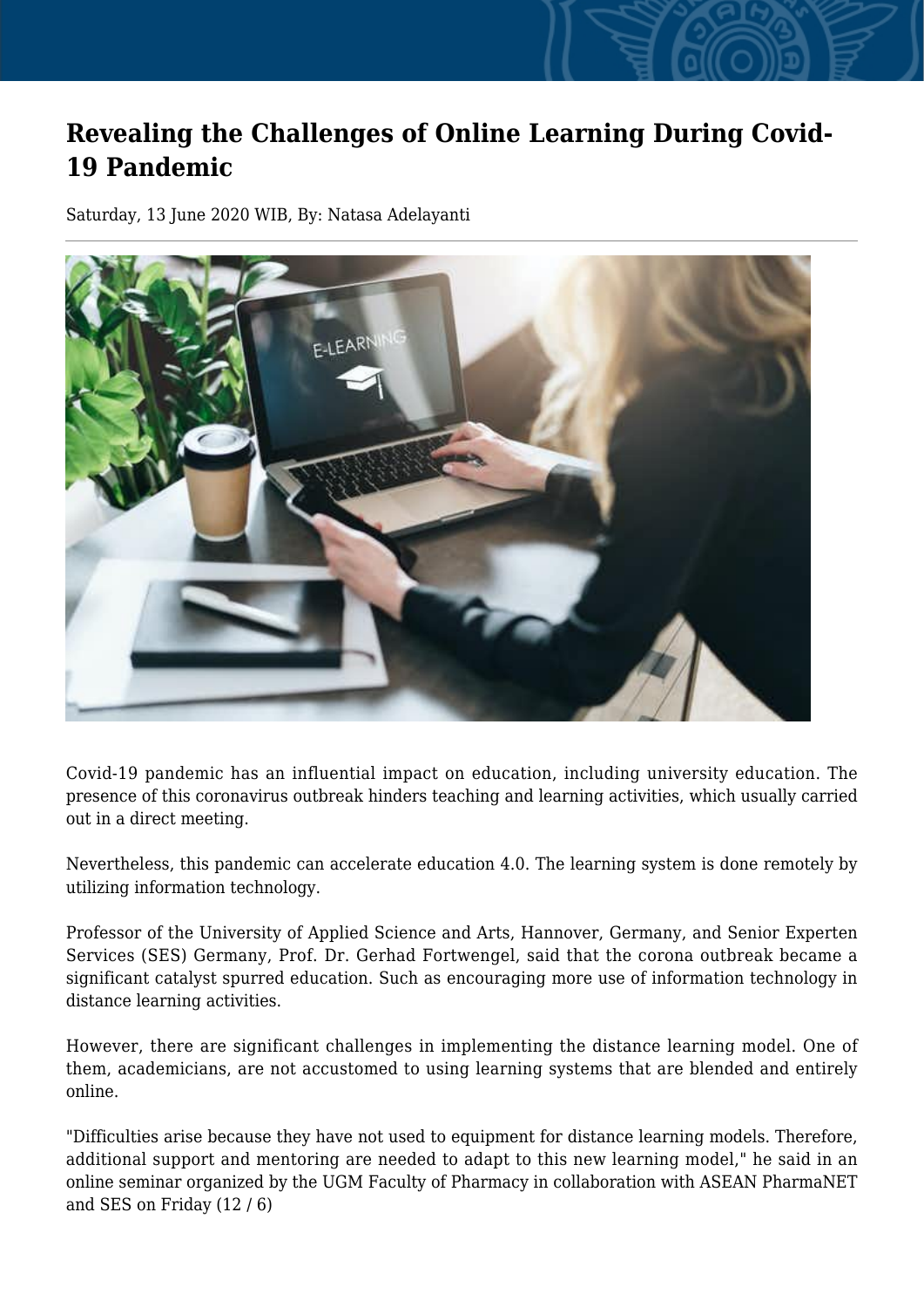# Revealing the Challenges of Online Learning During Covid-19 Pandemic

Saturday, 13 June 2020 WIB, By: Natasa Adelayanti

Covid-19 pandemic has an influential impact on education, including university education. The presence of this coronavirus outbreak hinders teaching and learning activities, which usually carried out in a direct meeting.

Nevertheless, this pandemic can accelerate education 4.0. The learning system is done remotely by utilizing information technology.

Professor of the University of Applied Science and Arts, Hannover, Germany, and Senior Experten Services (SES) Germany, Prof. Dr. Gerhad Fortwengel, said that the corona outbreak became a significant catalyst spurred education. Such as encouraging more use of information technology in distance learning activities.

However, there are significant challenges in implementing the distance learning model. One of them, academicians, are not accustomed to using learning systems that are blended and entirely online.

"Difficulties arise because they have not used to equipment for distance learning models. Therefore, additional support and mentoring are needed to adapt to this new learning model," he said in an online seminar organized by the UGM Faculty of Pharmacy in collaboration with ASEAN PharmaNET and SES on Friday (12 / 6)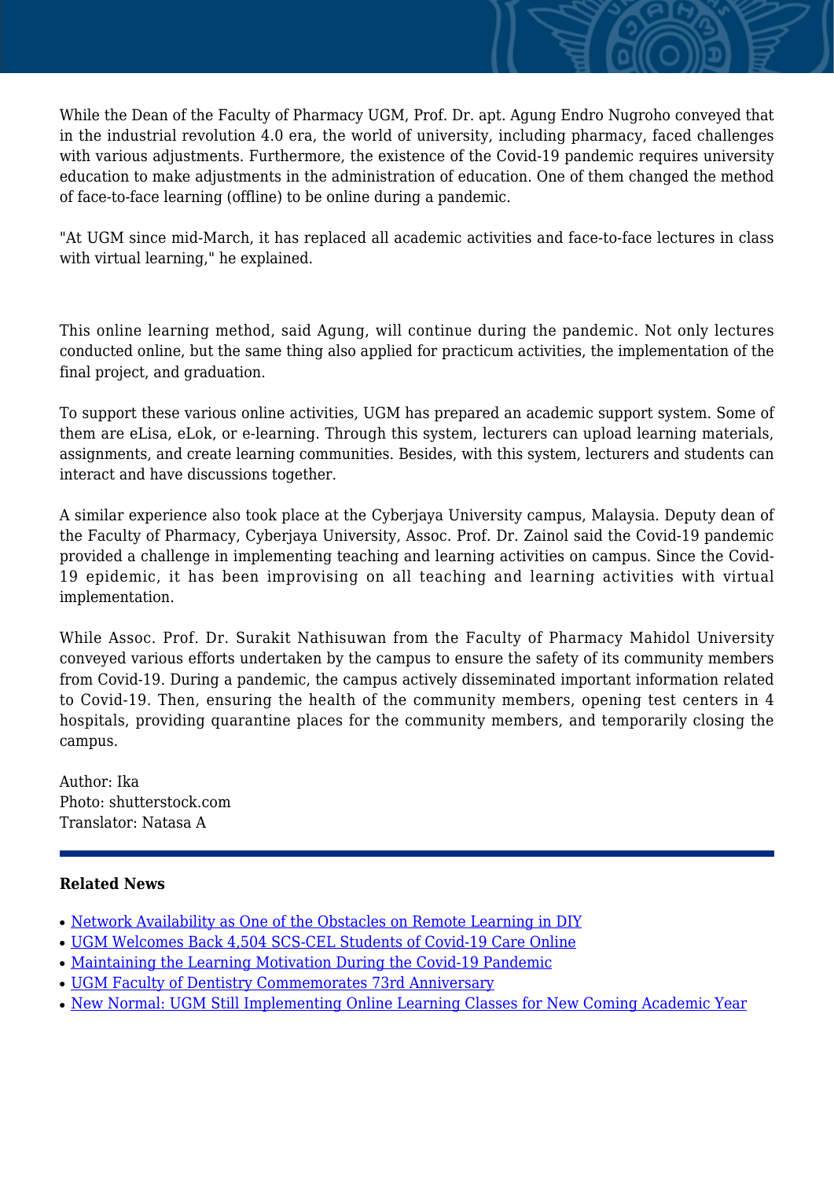While the Dean of the Faculty of Pharmacy UGM, Prof. Dr. apt. Agung Endro Nugroho conveyed that in the industrial revolution 4.0 era, the world of university, including pharmacy, faced challenges with various adjustments. Furthermore, the existence of the Covid-19 pandemic requires university education to make adjustments in the administration of education. One of them changed the method of face-to-face learning (offline) to be online during a pandemic.

"At UGM since mid-March, it has replaced all academic activities and face-to-face lectures in class with virtual learning," he explained.

This online learning method, said Agung, will continue during the pandemic. Not only lectures conducted online, but the same thing also applied for practicum activities, the implementation of the final project, and graduation.

To support these various online activities, UGM has prepared an academic support system. Some of them are eLisa, eLok, or e-learning. Through this system, lecturers can upload learning materials, assignments, and create learning communities. Besides, with this system, lecturers and students can interact and have discussions together.

A similar experience also took place at the Cyberjaya University campus, Malaysia. Deputy dean of the Faculty of Pharmacy, Cyberjaya University, Assoc. Prof. Dr. Zainol said the Covid-19 pandemic provided a challenge in implementing teaching and learning activities on campus. Since the Covid-19 epidemic, it has been improvising on all teaching and learning activities with virtual implementation.

While Assoc. Prof. Dr. Surakit Nathisuwan from the Faculty of Pharmacy Mahidol University conveyed various efforts undertaken by the campus to ensure the safety of its community members from Covid-19. During a pandemic, the campus actively disseminated important information related to Covid-19. Then, ensuring the health of the community members, opening test centers in 4 hospitals, providing quarantine places for the community members, and temporarily closing the campus.

Author: Ika
Photo: shutterstock.com
Translator: Natasa A

---

**Related News**

- Network Availability as One of the Obstacles on Remote Learning in DIY
- UGM Welcomes Back 4,504 SCS-CEL Students of Covid-19 Care Online
- Maintaining the Learning Motivation During the Covid-19 Pandemic
- UGM Faculty of Dentistry Commemorates 73rd Anniversary
- New Normal: UGM Still Implementing Online Learning Classes for New Coming Academic Year